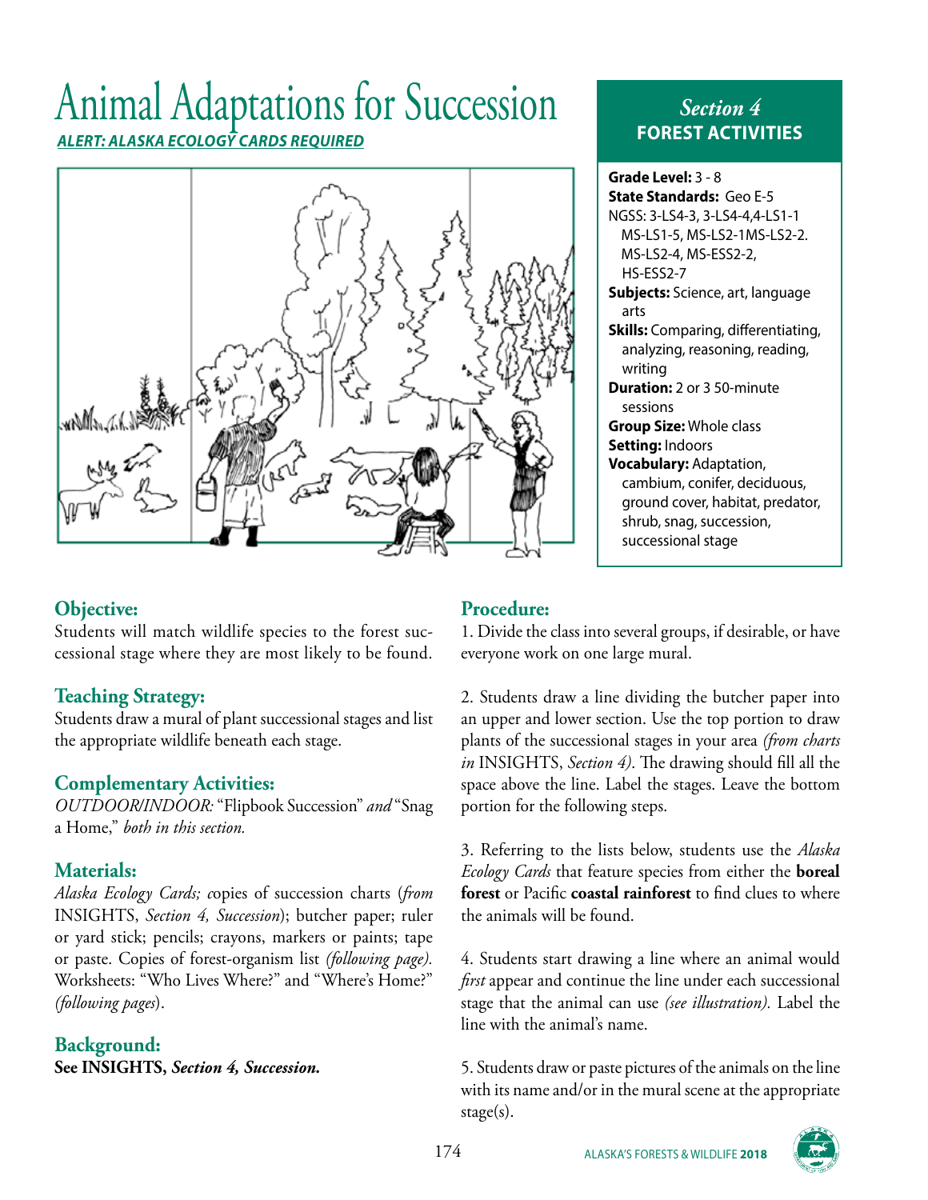# Animal Adaptations for Succession

***ALERT: ALASKA ECOLOGY CARDS REQUIRED***

## *Section 4*
## FOREST ACTIVITIES

**Grade Level:** 3 - 8
**State Standards:** Geo E-5
NGSS: 3-LS4-3, 3-LS4-4,4-LS1-1 MS-LS1-5, MS-LS2-1MS-LS2-2. MS-LS2-4, MS-ESS2-2, HS-ESS2-7
**Subjects:** Science, art, language arts
**Skills:** Comparing, differentiating, analyzing, reasoning, reading, writing
**Duration:** 2 or 3 50-minute sessions
**Group Size:** Whole class
**Setting:** Indoors
**Vocabulary:** Adaptation, cambium, conifer, deciduous, ground cover, habitat, predator, shrub, snag, succession, successional stage

## Objective:

Students will match wildlife species to the forest successional stage where they are most likely to be found.

## Teaching Strategy:

Students draw a mural of plant successional stages and list the appropriate wildlife beneath each stage.

## Complementary Activities:

*OUTDOOR/INDOOR:* "Flipbook Succession" *and* "Snag a Home," *both in this section.*

## Materials:

*Alaska Ecology Cards; c*opies of succession charts (*from* INSIGHTS, *Section 4, Succession*); butcher paper; ruler or yard stick; pencils; crayons, markers or paints; tape or paste. Copies of forest-organism list *(following page).* Worksheets: "Who Lives Where?" and "Where's Home?" *(following pages*).

## Background:

**See INSIGHTS, *Section 4, Succession.***

## Procedure:

1. Divide the class into several groups, if desirable, or have everyone work on one large mural.

2. Students draw a line dividing the butcher paper into an upper and lower section. Use the top portion to draw plants of the successional stages in your area *(from charts in* INSIGHTS, *Section 4)*. The drawing should fill all the space above the line. Label the stages. Leave the bottom portion for the following steps.

3. Referring to the lists below, students use the *Alaska Ecology Cards* that feature species from either the **boreal forest** or Pacific **coastal rainforest** to find clues to where the animals will be found.

4. Students start drawing a line where an animal would *first* appear and continue the line under each successional stage that the animal can use *(see illustration).* Label the line with the animal's name.

5. Students draw or paste pictures of the animals on the line with its name and/or in the mural scene at the appropriate stage(s).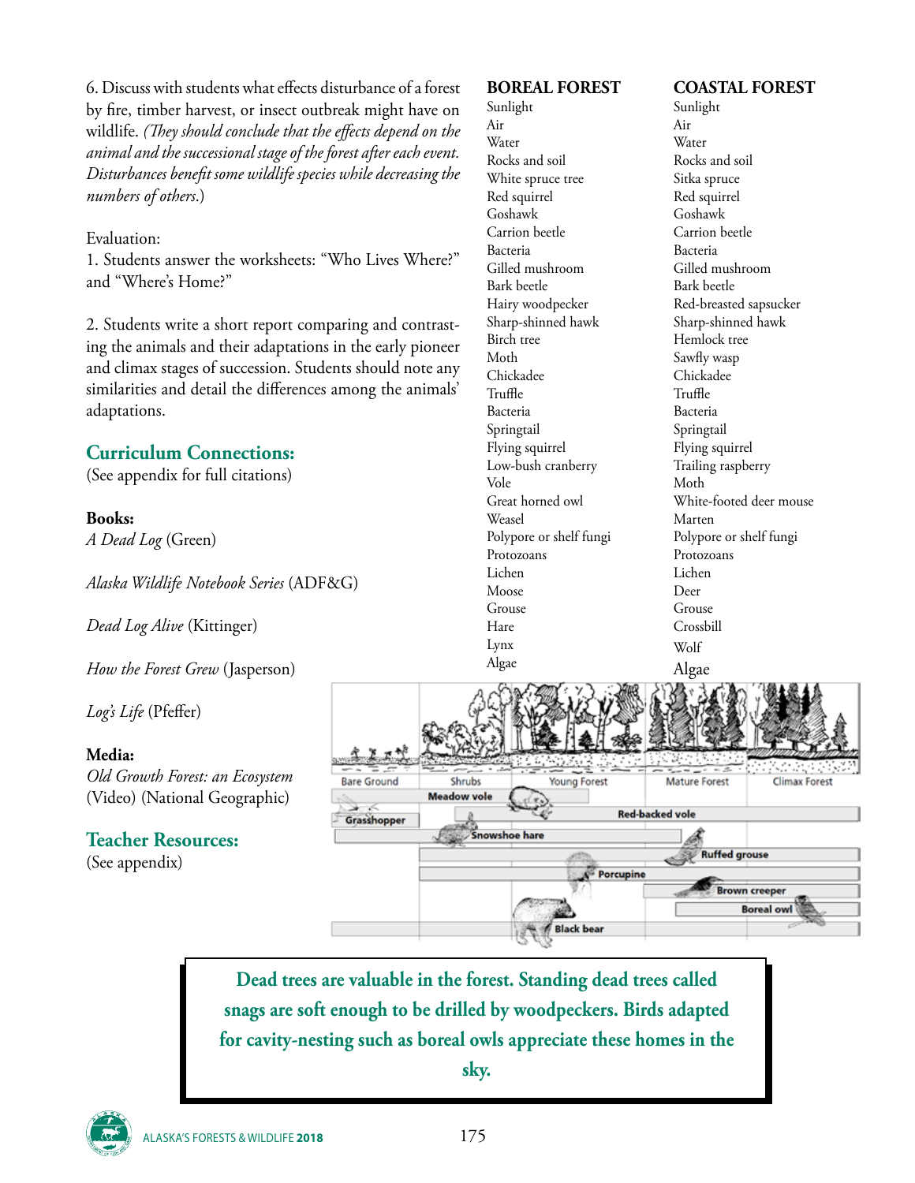6. Discuss with students what effects disturbance of a forest by fire, timber harvest, or insect outbreak might have on wildlife. *(They should conclude that the effects depend on the animal and the successional stage of the forest after each event. Disturbances benefit some wildlife species while decreasing the numbers of others.)*

Evaluation:

1. Students answer the worksheets: "Who Lives Where?" and "Where's Home?"

2. Students write a short report comparing and contrasting the animals and their adaptations in the early pioneer and climax stages of succession. Students should note any similarities and detail the differences among the animals' adaptations.

## Curriculum Connections:

(See appendix for full citations)

**Books:**

*A Dead Log* (Green)

*Alaska Wildlife Notebook Series* (ADF&G)

*Dead Log Alive* (Kittinger)

*How the Forest Grew* (Jasperson)

*Log's Life* (Pfeffer)

**Media:**

*Old Growth Forest: an Ecosystem* (Video) (National Geographic)

## Teacher Resources:

(See appendix)

| BOREAL FOREST | COASTAL FOREST |
|---|---|
| Sunlight | Sunlight |
| Air | Air |
| Water | Water |
| Rocks and soil | Rocks and soil |
| White spruce tree | Sitka spruce |
| Red squirrel | Red squirrel |
| Goshawk | Goshawk |
| Carrion beetle | Carrion beetle |
| Bacteria | Bacteria |
| Gilled mushroom | Gilled mushroom |
| Bark beetle | Bark beetle |
| Hairy woodpecker | Red-breasted sapsucker |
| Sharp-shinned hawk | Sharp-shinned hawk |
| Birch tree | Hemlock tree |
| Moth | Sawfly wasp |
| Chickadee | Chickadee |
| Truffle | Truffle |
| Bacteria | Bacteria |
| Springtail | Springtail |
| Flying squirrel | Flying squirrel |
| Low-bush cranberry | Trailing raspberry |
| Vole | Moth |
| Great horned owl | White-footed deer mouse |
| Weasel | Marten |
| Polypore or shelf fungi | Polypore or shelf fungi |
| Protozoans | Protozoans |
| Lichen | Lichen |
| Moose | Deer |
| Grouse | Grouse |
| Hare | Crossbill |
| Lynx | Wolf |
| Algae | Algae |

Bare Ground | Shrubs | Young Forest | Mature Forest | Climax Forest

Meadow vole, Red-backed vole, Grasshopper, Snowshoe hare, Ruffed grouse, Porcupine, Brown creeper, Boreal owl, Black bear

**Dead trees are valuable in the forest. Standing dead trees called snags are soft enough to be drilled by woodpeckers. Birds adapted for cavity-nesting such as boreal owls appreciate these homes in the sky.**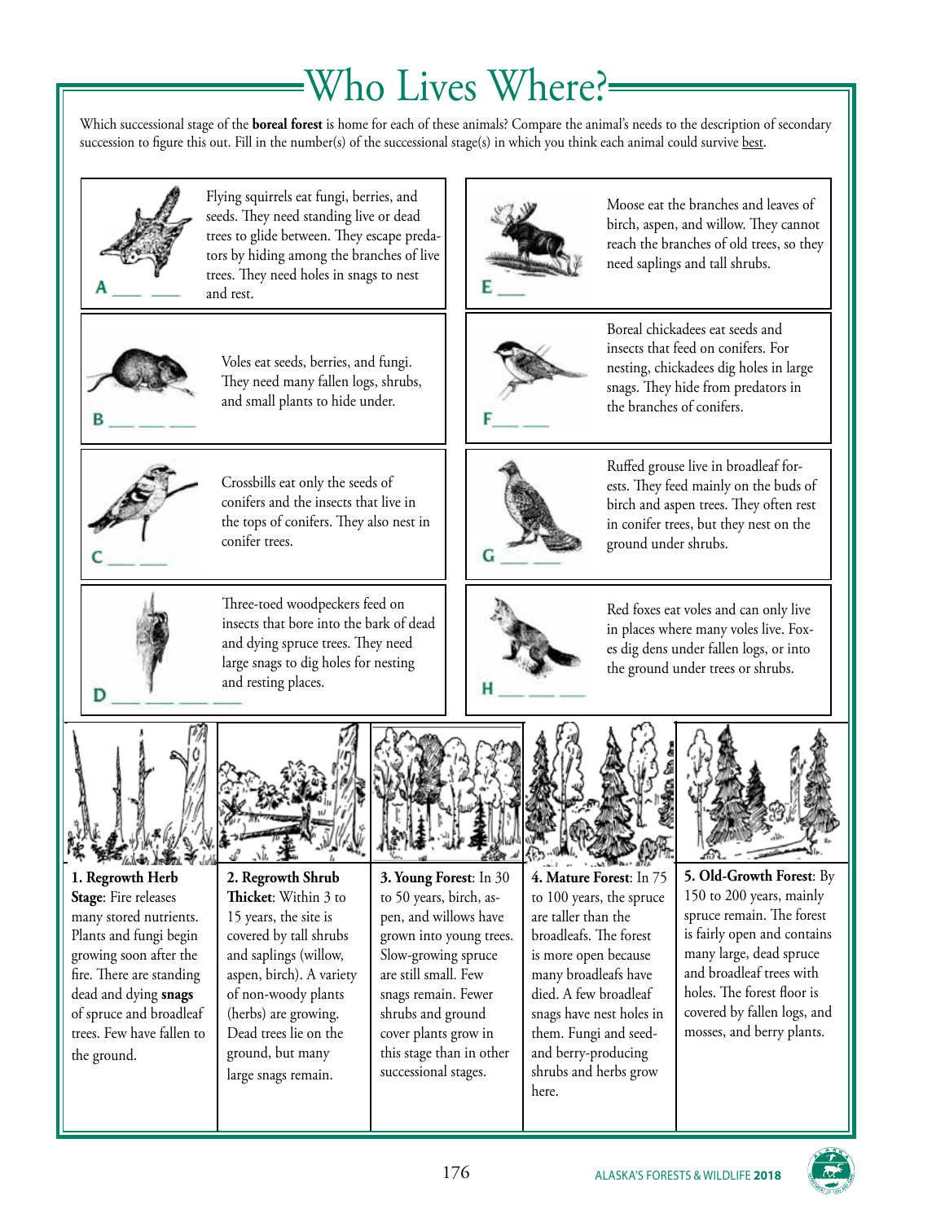# Who Lives Where?

Which successional stage of the **boreal forest** is home for each of these animals? Compare the animal's needs to the description of secondary succession to figure this out. Fill in the number(s) of the successional stage(s) in which you think each animal could survive best.

A ___ ___ Flying squirrels eat fungi, berries, and seeds. They need standing live or dead trees to glide between. They escape predators by hiding among the branches of live trees. They need holes in snags to nest and rest.

E ___ Moose eat the branches and leaves of birch, aspen, and willow. They cannot reach the branches of old trees, so they need saplings and tall shrubs.

B ___ ___ ___ Voles eat seeds, berries, and fungi. They need many fallen logs, shrubs, and small plants to hide under.

F ___ ___ Boreal chickadees eat seeds and insects that feed on conifers. For nesting, chickadees dig holes in large snags. They hide from predators in the branches of conifers.

C ___ ___ Crossbills eat only the seeds of conifers and the insects that live in the tops of conifers. They also nest in conifer trees.

G ___ ___ Ruffed grouse live in broadleaf forests. They feed mainly on the buds of birch and aspen trees. They often rest in conifer trees, but they nest on the ground under shrubs.

D ___ ___ ___ ___ Three-toed woodpeckers feed on insects that bore into the bark of dead and dying spruce trees. They need large snags to dig holes for nesting and resting places.

H ___ ___ ___ Red foxes eat voles and can only live in places where many voles live. Foxes dig dens under fallen logs, or into the ground under trees or shrubs.

**1. Regrowth Herb Stage**: Fire releases many stored nutrients. Plants and fungi begin growing soon after the fire. There are standing dead and dying **snags** of spruce and broadleaf trees. Few have fallen to the ground.

**2. Regrowth Shrub Thicket**: Within 3 to 15 years, the site is covered by tall shrubs and saplings (willow, aspen, birch). A variety of non-woody plants (herbs) are growing. Dead trees lie on the ground, but many large snags remain.

**3. Young Forest**: In 30 to 50 years, birch, aspen, and willows have grown into young trees. Slow-growing spruce are still small. Few snags remain. Fewer shrubs and ground cover plants grow in this stage than in other successional stages.

**4. Mature Forest**: In 75 to 100 years, the spruce are taller than the broadleafs. The forest is more open because many broadleafs have died. A few broadleaf snags have nest holes in them. Fungi and seed- and berry-producing shrubs and herbs grow here.

**5. Old-Growth Forest**: By 150 to 200 years, mainly spruce remain. The forest is fairly open and contains many large, dead spruce and broadleaf trees with holes. The forest floor is covered by fallen logs, and mosses, and berry plants.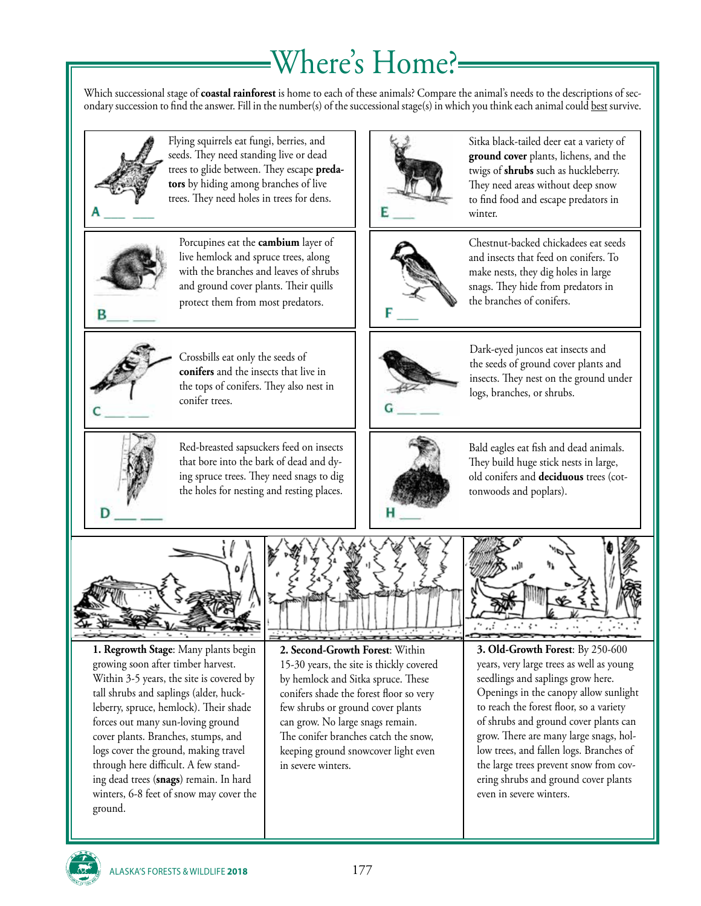# Where's Home?

Which successional stage of **coastal rainforest** is home to each of these animals? Compare the animal's needs to the descriptions of secondary succession to find the answer. Fill in the number(s) of the successional stage(s) in which you think each animal could best survive.

Flying squirrels eat fungi, berries, and seeds. They need standing live or dead trees to glide between. They escape **predators** by hiding among branches of live trees. They need holes in trees for dens.

A ___ ___

Porcupines eat the **cambium** layer of live hemlock and spruce trees, along with the branches and leaves of shrubs and ground cover plants. Their quills protect them from most predators.

B___ ___

Crossbills eat only the seeds of **conifers** and the insects that live in the tops of conifers. They also nest in conifer trees.

C ___ ___

Red-breasted sapsuckers feed on insects that bore into the bark of dead and dying spruce trees. They need snags to dig the holes for nesting and resting places.

D ___ ___

Sitka black-tailed deer eat a variety of **ground cover** plants, lichens, and the twigs of **shrubs** such as huckleberry. They need areas without deep snow to find food and escape predators in winter.

E ___

Chestnut-backed chickadees eat seeds and insects that feed on conifers. To make nests, they dig holes in large snags. They hide from predators in the branches of conifers.

F ___

Dark-eyed juncos eat insects and the seeds of ground cover plants and insects. They nest on the ground under logs, branches, or shrubs.

G ___ ___

Bald eagles eat fish and dead animals. They build huge stick nests in large, old conifers and **deciduous** trees (cottonwoods and poplars).

H ___

**1. Regrowth Stage**: Many plants begin growing soon after timber harvest. Within 3-5 years, the site is covered by tall shrubs and saplings (alder, huckleberry, spruce, hemlock). Their shade forces out many sun-loving ground cover plants. Branches, stumps, and logs cover the ground, making travel through here difficult. A few standing dead trees (**snags**) remain. In hard winters, 6-8 feet of snow may cover the ground.

**2. Second-Growth Forest**: Within 15-30 years, the site is thickly covered by hemlock and Sitka spruce. These conifers shade the forest floor so very few shrubs or ground cover plants can grow. No large snags remain. The conifer branches catch the snow, keeping ground snowcover light even in severe winters.

**3. Old-Growth Forest**: By 250-600 years, very large trees as well as young seedlings and saplings grow here. Openings in the canopy allow sunlight to reach the forest floor, so a variety of shrubs and ground cover plants can grow. There are many large snags, hollow trees, and fallen logs. Branches of the large trees prevent snow from covering shrubs and ground cover plants even in severe winters.